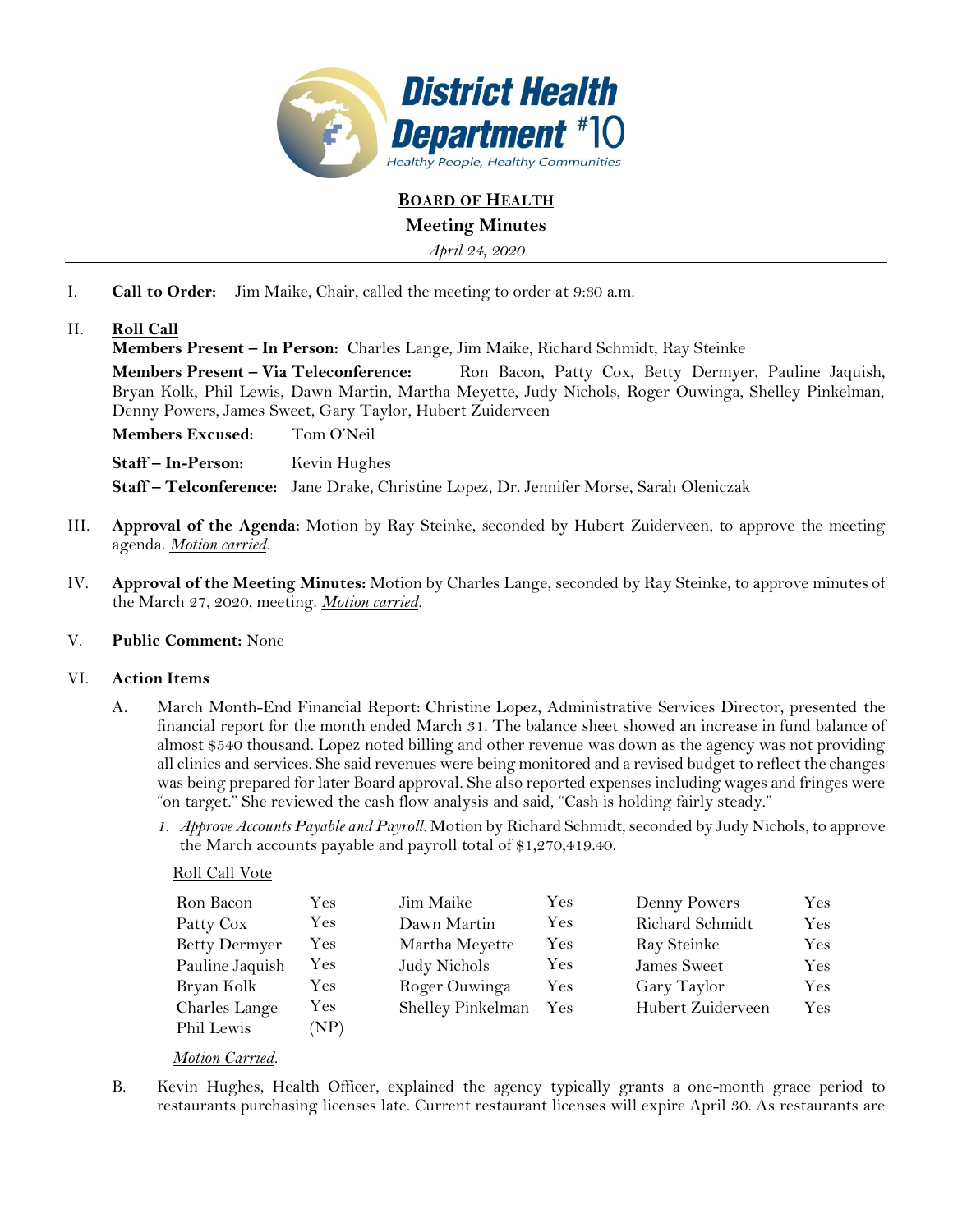District Health Department #10

Healthy People, Healthy Communities

# BOARD OF HEALTH

## Meeting Minutes

*April 24, 2020*

I. **Call to Order:** Jim Maike, Chair, called the meeting to order at 9:30 a.m.

II. **Roll Call**

**Members Present – In Person:** Charles Lange, Jim Maike, Richard Schmidt, Ray Steinke

**Members Present – Via Teleconference:** Ron Bacon, Patty Cox, Betty Dermyer, Pauline Jaquish, Bryan Kolk, Phil Lewis, Dawn Martin, Martha Meyette, Judy Nichols, Roger Ouwinga, Shelley Pinkelman, Denny Powers, James Sweet, Gary Taylor, Hubert Zuiderveen

**Members Excused:** Tom O'Neil

**Staff – In-Person:** Kevin Hughes

**Staff – Telconference:** Jane Drake, Christine Lopez, Dr. Jennifer Morse, Sarah Oleniczak

III. **Approval of the Agenda:** Motion by Ray Steinke, seconded by Hubert Zuiderveen, to approve the meeting agenda. *Motion carried.*

IV. **Approval of the Meeting Minutes:** Motion by Charles Lange, seconded by Ray Steinke, to approve minutes of the March 27, 2020, meeting. *Motion carried.*

V. **Public Comment:** None

VI. **Action Items**

A. March Month-End Financial Report: Christine Lopez, Administrative Services Director, presented the financial report for the month ended March 31. The balance sheet showed an increase in fund balance of almost $540 thousand. Lopez noted billing and other revenue was down as the agency was not providing all clinics and services. She said revenues were being monitored and a revised budget to reflect the changes was being prepared for later Board approval. She also reported expenses including wages and fringes were "on target." She reviewed the cash flow analysis and said, "Cash is holding fairly steady."

1. *Approve Accounts Payable and Payroll.* Motion by Richard Schmidt, seconded by Judy Nichols, to approve the March accounts payable and payroll total of $1,270,419.40.

Roll Call Vote

| | | | | | |
|---|---|---|---|---|---|
| Ron Bacon | Yes | Jim Maike | Yes | Denny Powers | Yes |
| Patty Cox | Yes | Dawn Martin | Yes | Richard Schmidt | Yes |
| Betty Dermyer | Yes | Martha Meyette | Yes | Ray Steinke | Yes |
| Pauline Jaquish | Yes | Judy Nichols | Yes | James Sweet | Yes |
| Bryan Kolk | Yes | Roger Ouwinga | Yes | Gary Taylor | Yes |
| Charles Lange | Yes | Shelley Pinkelman | Yes | Hubert Zuiderveen | Yes |
| Phil Lewis | (NP) | | | | |

*Motion Carried.*

B. Kevin Hughes, Health Officer, explained the agency typically grants a one-month grace period to restaurants purchasing licenses late. Current restaurant licenses will expire April 30. As restaurants are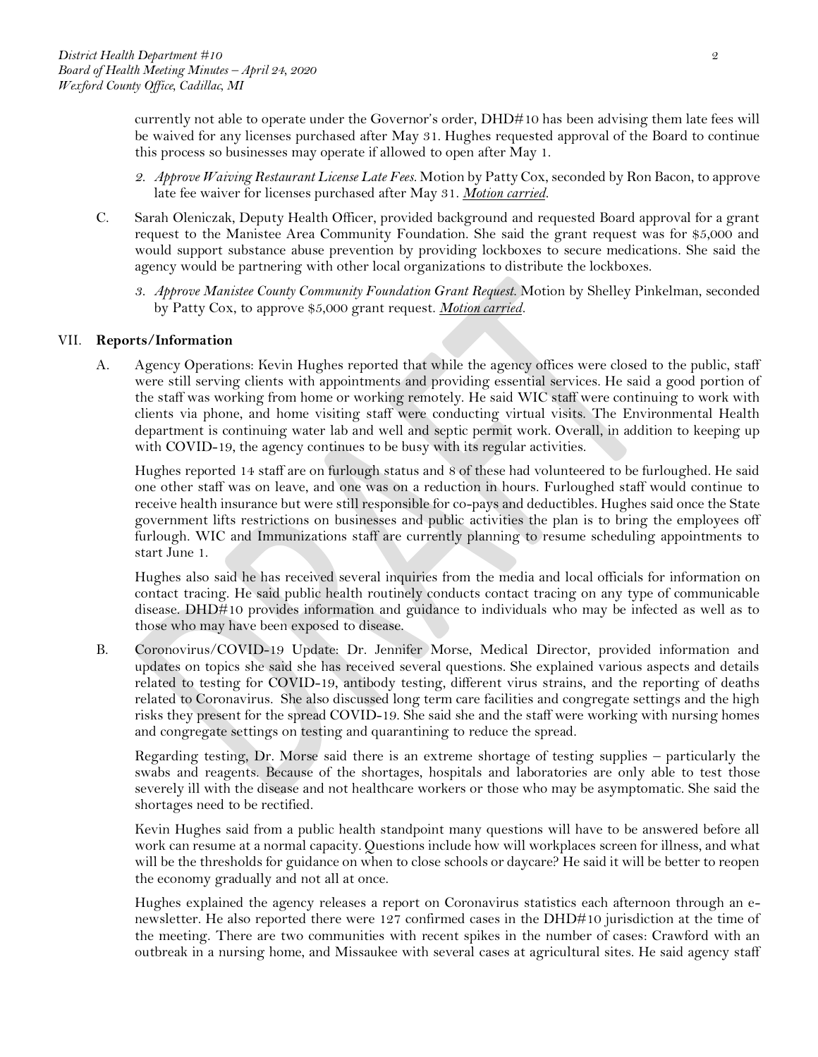currently not able to operate under the Governor's order, DHD#10 has been advising them late fees will be waived for any licenses purchased after May 31. Hughes requested approval of the Board to continue this process so businesses may operate if allowed to open after May 1.

2. *Approve Waiving Restaurant License Late Fees.* Motion by Patty Cox, seconded by Ron Bacon, to approve late fee waiver for licenses purchased after May 31. ***Motion carried.***

C. Sarah Oleniczak, Deputy Health Officer, provided background and requested Board approval for a grant request to the Manistee Area Community Foundation. She said the grant request was for $5,000 and would support substance abuse prevention by providing lockboxes to secure medications. She said the agency would be partnering with other local organizations to distribute the lockboxes.

3. *Approve Manistee County Community Foundation Grant Request.* Motion by Shelley Pinkelman, seconded by Patty Cox, to approve $5,000 grant request. ***Motion carried.***

## VII. Reports/Information

A. Agency Operations: Kevin Hughes reported that while the agency offices were closed to the public, staff were still serving clients with appointments and providing essential services. He said a good portion of the staff was working from home or working remotely. He said WIC staff were continuing to work with clients via phone, and home visiting staff were conducting virtual visits. The Environmental Health department is continuing water lab and well and septic permit work. Overall, in addition to keeping up with COVID-19, the agency continues to be busy with its regular activities.

Hughes reported 14 staff are on furlough status and 8 of these had volunteered to be furloughed. He said one other staff was on leave, and one was on a reduction in hours. Furloughed staff would continue to receive health insurance but were still responsible for co-pays and deductibles. Hughes said once the State government lifts restrictions on businesses and public activities the plan is to bring the employees off furlough. WIC and Immunizations staff are currently planning to resume scheduling appointments to start June 1.

Hughes also said he has received several inquiries from the media and local officials for information on contact tracing. He said public health routinely conducts contact tracing on any type of communicable disease. DHD#10 provides information and guidance to individuals who may be infected as well as to those who may have been exposed to disease.

B. Coronovirus/COVID-19 Update: Dr. Jennifer Morse, Medical Director, provided information and updates on topics she said she has received several questions. She explained various aspects and details related to testing for COVID-19, antibody testing, different virus strains, and the reporting of deaths related to Coronavirus. She also discussed long term care facilities and congregate settings and the high risks they present for the spread COVID-19. She said she and the staff were working with nursing homes and congregate settings on testing and quarantining to reduce the spread.

Regarding testing, Dr. Morse said there is an extreme shortage of testing supplies – particularly the swabs and reagents. Because of the shortages, hospitals and laboratories are only able to test those severely ill with the disease and not healthcare workers or those who may be asymptomatic. She said the shortages need to be rectified.

Kevin Hughes said from a public health standpoint many questions will have to be answered before all work can resume at a normal capacity. Questions include how will workplaces screen for illness, and what will be the thresholds for guidance on when to close schools or daycare? He said it will be better to reopen the economy gradually and not all at once.

Hughes explained the agency releases a report on Coronavirus statistics each afternoon through an e-newsletter. He also reported there were 127 confirmed cases in the DHD#10 jurisdiction at the time of the meeting. There are two communities with recent spikes in the number of cases: Crawford with an outbreak in a nursing home, and Missaukee with several cases at agricultural sites. He said agency staff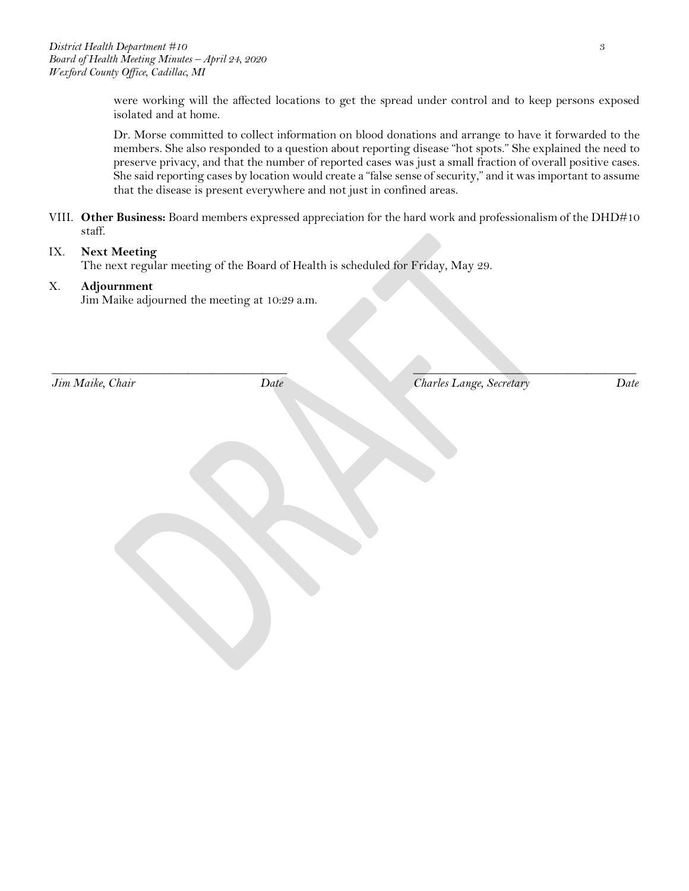were working will the affected locations to get the spread under control and to keep persons exposed isolated and at home.

Dr. Morse committed to collect information on blood donations and arrange to have it forwarded to the members. She also responded to a question about reporting disease "hot spots." She explained the need to preserve privacy, and that the number of reported cases was just a small fraction of overall positive cases. She said reporting cases by location would create a "false sense of security," and it was important to assume that the disease is present everywhere and not just in confined areas.

VIII. **Other Business:** Board members expressed appreciation for the hard work and professionalism of the DHD#10 staff.

IX. **Next Meeting**
The next regular meeting of the Board of Health is scheduled for Friday, May 29.

X. **Adjournment**
Jim Maike adjourned the meeting at 10:29 a.m.

\_\_\_\_\_\_\_\_\_\_\_\_\_\_\_\_\_\_\_\_\_\_\_\_\_\_\_\_\_\_\_\_\_\_\_\_\_\_
*Jim Maike, Chair* *Date*

\_\_\_\_\_\_\_\_\_\_\_\_\_\_\_\_\_\_\_\_\_\_\_\_\_\_\_\_\_\_\_\_\_\_\_\_\_\_
*Charles Lange, Secretary* *Date*

DRAFT